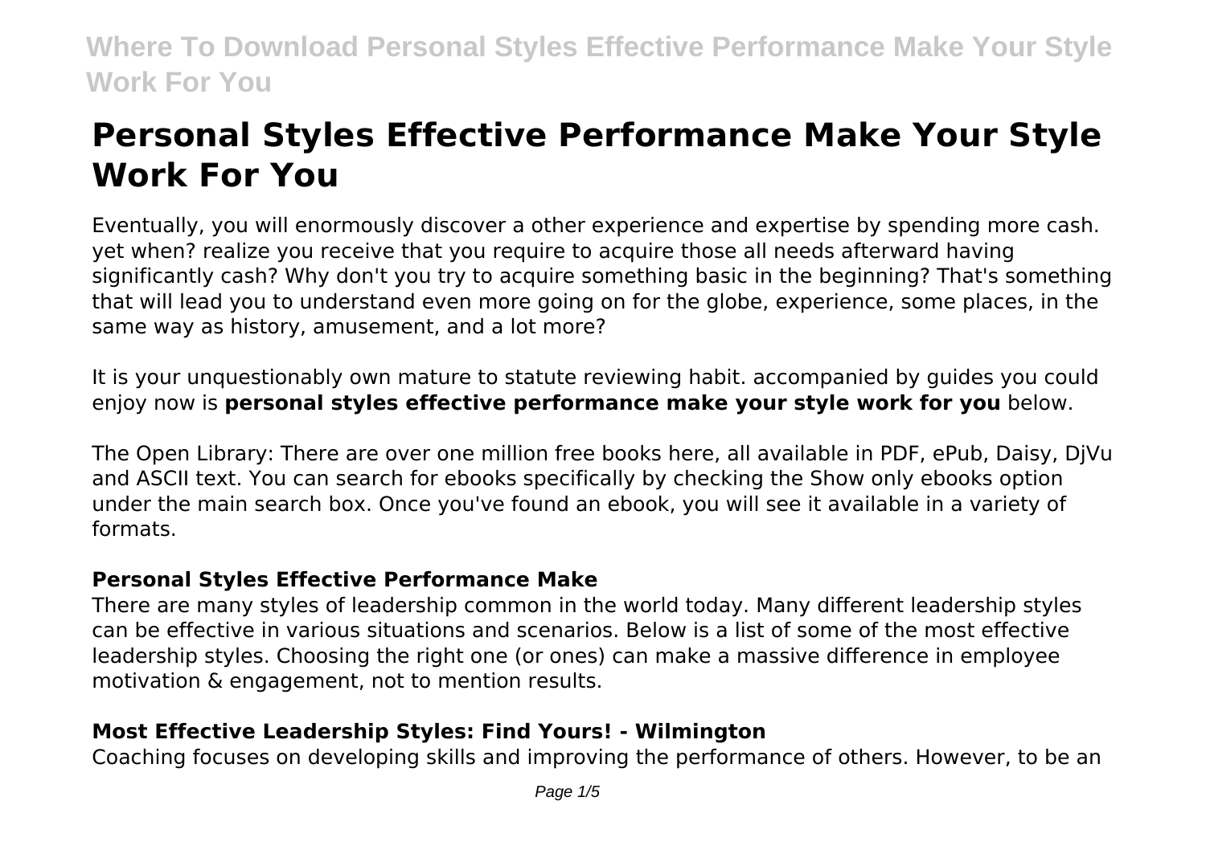# Personal Styles Effective Performance Make Your Style Work For You

Eventually, you will enormously discover a other experience and expertise by spending more cash. yet when? realize you receive that you require to acquire those all needs afterward having significantly cash? Why don't you try to acquire something basic in the beginning? That's something that will lead you to understand even more going on for the globe, experience, some places, in the same way as history, amusement, and a lot more?

It is your unquestionably own mature to statute reviewing habit. accompanied by guides you could enjoy now is **personal styles effective performance make your style work for you** below.

The Open Library: There are over one million free books here, all available in PDF, ePub, Daisy, DjVu and ASCII text. You can search for ebooks specifically by checking the Show only ebooks option under the main search box. Once you've found an ebook, you will see it available in a variety of formats.

## Personal Styles Effective Performance Make

There are many styles of leadership common in the world today. Many different leadership styles can be effective in various situations and scenarios. Below is a list of some of the most effective leadership styles. Choosing the right one (or ones) can make a massive difference in employee motivation & engagement, not to mention results.

## Most Effective Leadership Styles: Find Yours! - Wilmington

Coaching focuses on developing skills and improving the performance of others. However, to be an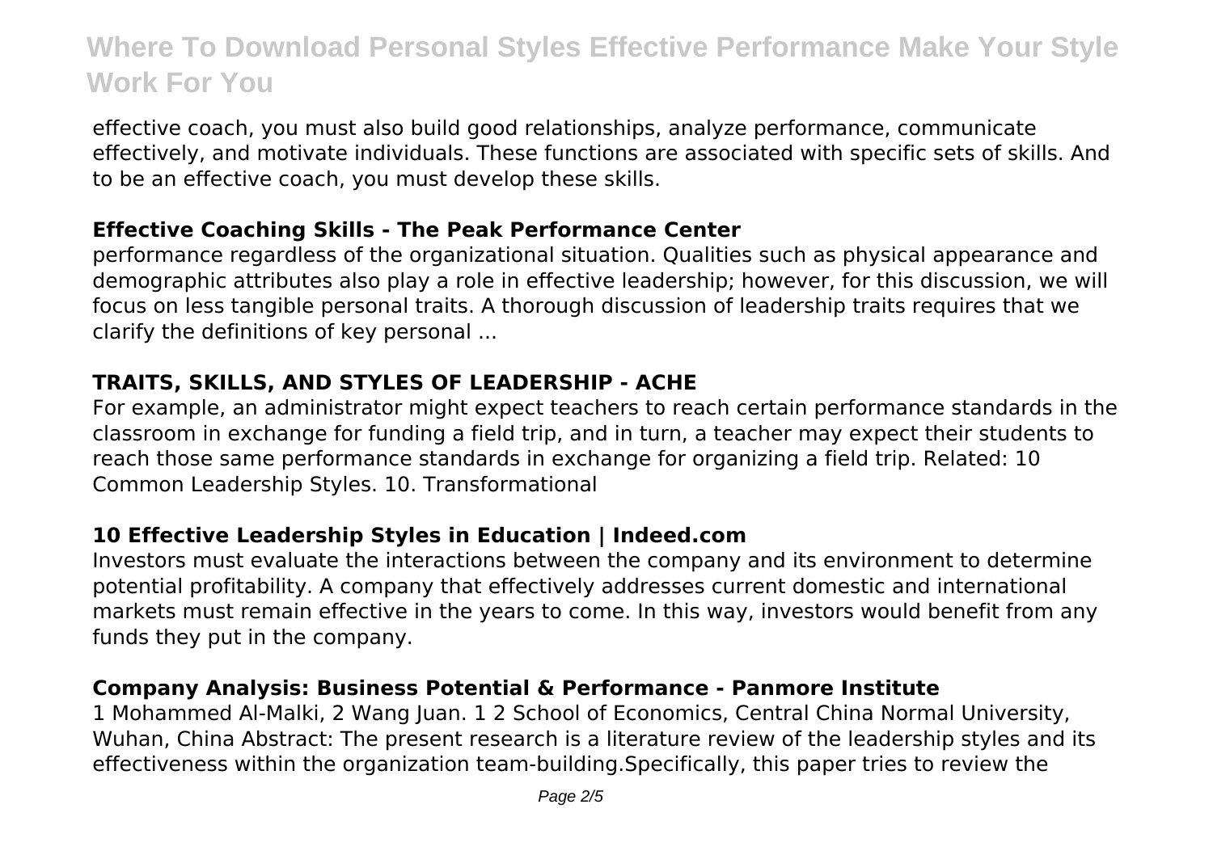effective coach, you must also build good relationships, analyze performance, communicate effectively, and motivate individuals. These functions are associated with specific sets of skills. And to be an effective coach, you must develop these skills.

### Effective Coaching Skills - The Peak Performance Center

performance regardless of the organizational situation. Qualities such as physical appearance and demographic attributes also play a role in effective leadership; however, for this discussion, we will focus on less tangible personal traits. A thorough discussion of leadership traits requires that we clarify the definitions of key personal ...

### TRAITS, SKILLS, AND STYLES OF LEADERSHIP - ACHE

For example, an administrator might expect teachers to reach certain performance standards in the classroom in exchange for funding a field trip, and in turn, a teacher may expect their students to reach those same performance standards in exchange for organizing a field trip. Related: 10 Common Leadership Styles. 10. Transformational

### 10 Effective Leadership Styles in Education | Indeed.com

Investors must evaluate the interactions between the company and its environment to determine potential profitability. A company that effectively addresses current domestic and international markets must remain effective in the years to come. In this way, investors would benefit from any funds they put in the company.

### Company Analysis: Business Potential & Performance - Panmore Institute

1 Mohammed Al-Malki, 2 Wang Juan. 1 2 School of Economics, Central China Normal University, Wuhan, China Abstract: The present research is a literature review of the leadership styles and its effectiveness within the organization team-building.Specifically, this paper tries to review the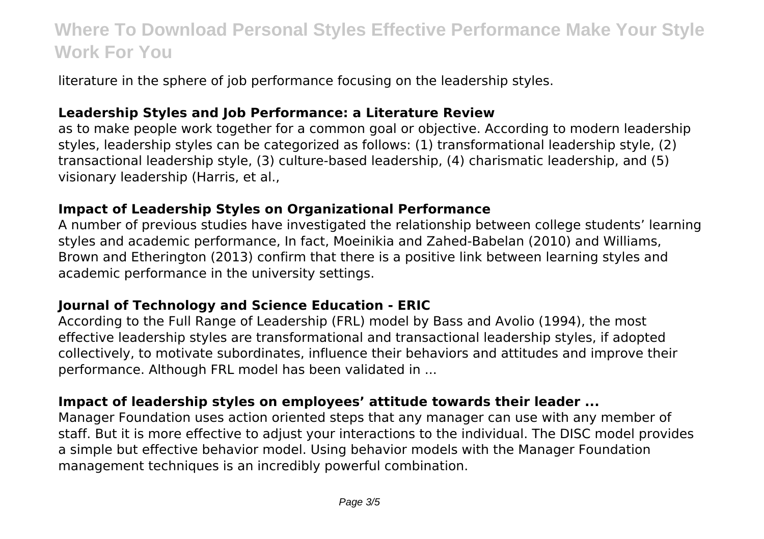literature in the sphere of job performance focusing on the leadership styles.

### Leadership Styles and Job Performance: a Literature Review

as to make people work together for a common goal or objective. According to modern leadership styles, leadership styles can be categorized as follows: (1) transformational leadership style, (2) transactional leadership style, (3) culture-based leadership, (4) charismatic leadership, and (5) visionary leadership (Harris, et al.,

### Impact of Leadership Styles on Organizational Performance

A number of previous studies have investigated the relationship between college students' learning styles and academic performance, In fact, Moeinikia and Zahed-Babelan (2010) and Williams, Brown and Etherington (2013) confirm that there is a positive link between learning styles and academic performance in the university settings.

### Journal of Technology and Science Education - ERIC

According to the Full Range of Leadership (FRL) model by Bass and Avolio (1994), the most effective leadership styles are transformational and transactional leadership styles, if adopted collectively, to motivate subordinates, influence their behaviors and attitudes and improve their performance. Although FRL model has been validated in ...

### Impact of leadership styles on employees' attitude towards their leader ...

Manager Foundation uses action oriented steps that any manager can use with any member of staff. But it is more effective to adjust your interactions to the individual. The DISC model provides a simple but effective behavior model. Using behavior models with the Manager Foundation management techniques is an incredibly powerful combination.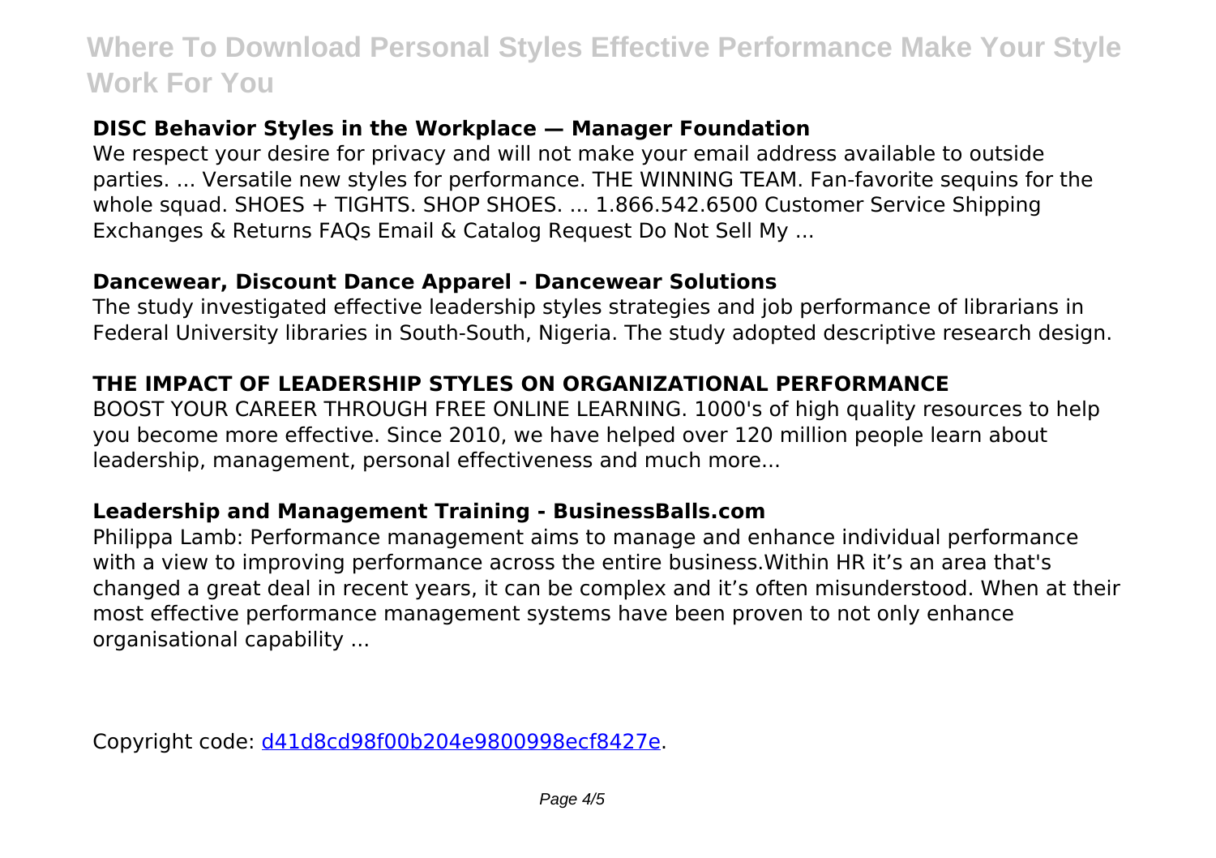### DISC Behavior Styles in the Workplace — Manager Foundation

We respect your desire for privacy and will not make your email address available to outside parties. ... Versatile new styles for performance. THE WINNING TEAM. Fan-favorite sequins for the whole squad. SHOES + TIGHTS. SHOP SHOES. ... 1.866.542.6500 Customer Service Shipping Exchanges & Returns FAQs Email & Catalog Request Do Not Sell My ...

### Dancewear, Discount Dance Apparel - Dancewear Solutions

The study investigated effective leadership styles strategies and job performance of librarians in Federal University libraries in South-South, Nigeria. The study adopted descriptive research design.

### THE IMPACT OF LEADERSHIP STYLES ON ORGANIZATIONAL PERFORMANCE

BOOST YOUR CAREER THROUGH FREE ONLINE LEARNING. 1000's of high quality resources to help you become more effective. Since 2010, we have helped over 120 million people learn about leadership, management, personal effectiveness and much more...

### Leadership and Management Training - BusinessBalls.com

Philippa Lamb: Performance management aims to manage and enhance individual performance with a view to improving performance across the entire business.Within HR it's an area that's changed a great deal in recent years, it can be complex and it's often misunderstood. When at their most effective performance management systems have been proven to not only enhance organisational capability ...

Copyright code: d41d8cd98f00b204e9800998ecf8427e.